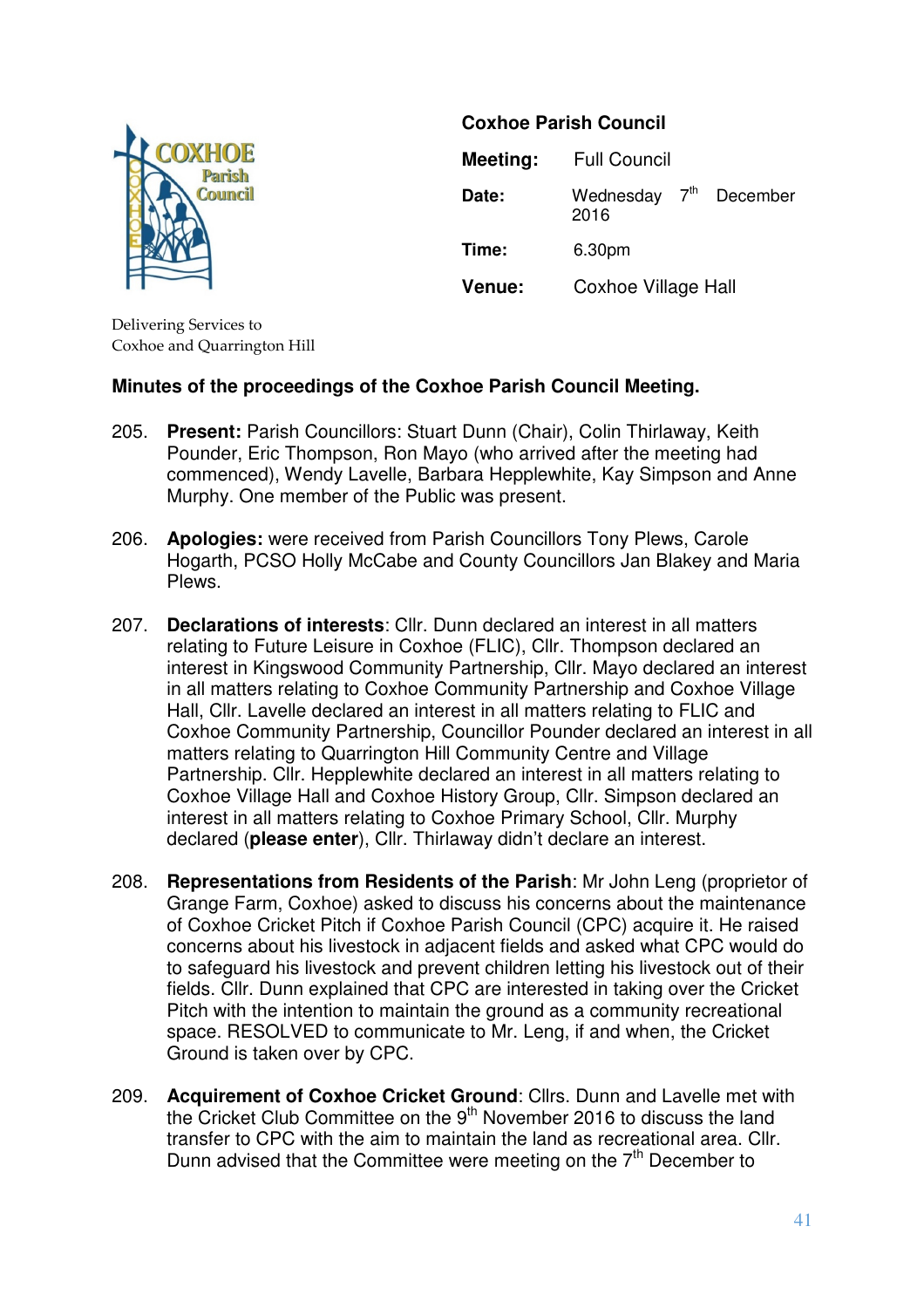COXHOE Parish Council

Delivering Services to
Coxhoe and Quarrington Hill

**Coxhoe Parish Council**

| | |
|---|---|
| **Meeting:** | Full Council |
| **Date:** | Wednesday 7th December 2016 |
| **Time:** | 6.30pm |
| **Venue:** | Coxhoe Village Hall |

**Minutes of the proceedings of the Coxhoe Parish Council Meeting.**

205. **Present:** Parish Councillors: Stuart Dunn (Chair), Colin Thirlaway, Keith Pounder, Eric Thompson, Ron Mayo (who arrived after the meeting had commenced), Wendy Lavelle, Barbara Hepplewhite, Kay Simpson and Anne Murphy. One member of the Public was present.

206. **Apologies:** were received from Parish Councillors Tony Plews, Carole Hogarth, PCSO Holly McCabe and County Councillors Jan Blakey and Maria Plews.

207. **Declarations of interests**: Cllr. Dunn declared an interest in all matters relating to Future Leisure in Coxhoe (FLIC), Cllr. Thompson declared an interest in Kingswood Community Partnership, Cllr. Mayo declared an interest in all matters relating to Coxhoe Community Partnership and Coxhoe Village Hall, Cllr. Lavelle declared an interest in all matters relating to FLIC and Coxhoe Community Partnership, Councillor Pounder declared an interest in all matters relating to Quarrington Hill Community Centre and Village Partnership. Cllr. Hepplewhite declared an interest in all matters relating to Coxhoe Village Hall and Coxhoe History Group, Cllr. Simpson declared an interest in all matters relating to Coxhoe Primary School, Cllr. Murphy declared (**please enter**), Cllr. Thirlaway didn't declare an interest.

208. **Representations from Residents of the Parish**: Mr John Leng (proprietor of Grange Farm, Coxhoe) asked to discuss his concerns about the maintenance of Coxhoe Cricket Pitch if Coxhoe Parish Council (CPC) acquire it. He raised concerns about his livestock in adjacent fields and asked what CPC would do to safeguard his livestock and prevent children letting his livestock out of their fields. Cllr. Dunn explained that CPC are interested in taking over the Cricket Pitch with the intention to maintain the ground as a community recreational space. RESOLVED to communicate to Mr. Leng, if and when, the Cricket Ground is taken over by CPC.

209. **Acquirement of Coxhoe Cricket Ground**: Cllrs. Dunn and Lavelle met with the Cricket Club Committee on the 9th November 2016 to discuss the land transfer to CPC with the aim to maintain the land as recreational area. Cllr. Dunn advised that the Committee were meeting on the 7th December to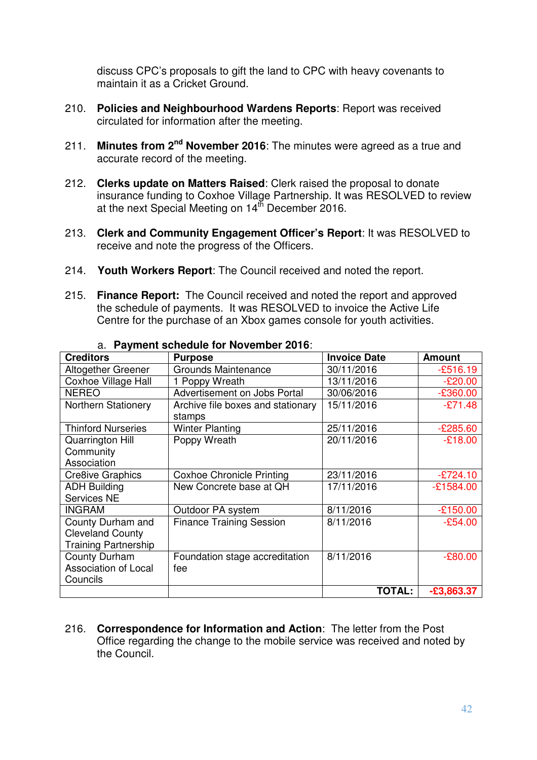discuss CPC's proposals to gift the land to CPC with heavy covenants to maintain it as a Cricket Ground.

210. **Policies and Neighbourhood Wardens Reports**: Report was received circulated for information after the meeting.

211. **Minutes from 2nd November 2016**: The minutes were agreed as a true and accurate record of the meeting.

212. **Clerks update on Matters Raised**: Clerk raised the proposal to donate insurance funding to Coxhoe Village Partnership. It was RESOLVED to review at the next Special Meeting on 14th December 2016.

213. **Clerk and Community Engagement Officer's Report**: It was RESOLVED to receive and note the progress of the Officers.

214. **Youth Workers Report**: The Council received and noted the report.

215. **Finance Report:** The Council received and noted the report and approved the schedule of payments. It was RESOLVED to invoice the Active Life Centre for the purchase of an Xbox games console for youth activities.

a. **Payment schedule for November 2016**:

| **Creditors** | **Purpose** | **Invoice Date** | **Amount** |
|---|---|---|---|
| Altogether Greener | Grounds Maintenance | 30/11/2016 | -£516.19 |
| Coxhoe Village Hall | 1 Poppy Wreath | 13/11/2016 | -£20.00 |
| NEREO | Advertisement on Jobs Portal | 30/06/2016 | -£360.00 |
| Northern Stationery | Archive file boxes and stationary stamps | 15/11/2016 | -£71.48 |
| Thinford Nurseries | Winter Planting | 25/11/2016 | -£285.60 |
| Quarrington Hill Community Association | Poppy Wreath | 20/11/2016 | -£18.00 |
| Cre8ive Graphics | Coxhoe Chronicle Printing | 23/11/2016 | -£724.10 |
| ADH Building Services NE | New Concrete base at QH | 17/11/2016 | -£1584.00 |
| INGRAM | Outdoor PA system | 8/11/2016 | -£150.00 |
| County Durham and Cleveland County Training Partnership | Finance Training Session | 8/11/2016 | -£54.00 |
| County Durham Association of Local Councils | Foundation stage accreditation fee | 8/11/2016 | -£80.00 |
| | | **TOTAL:** | **-£3,863.37** |

216. **Correspondence for Information and Action**: The letter from the Post Office regarding the change to the mobile service was received and noted by the Council.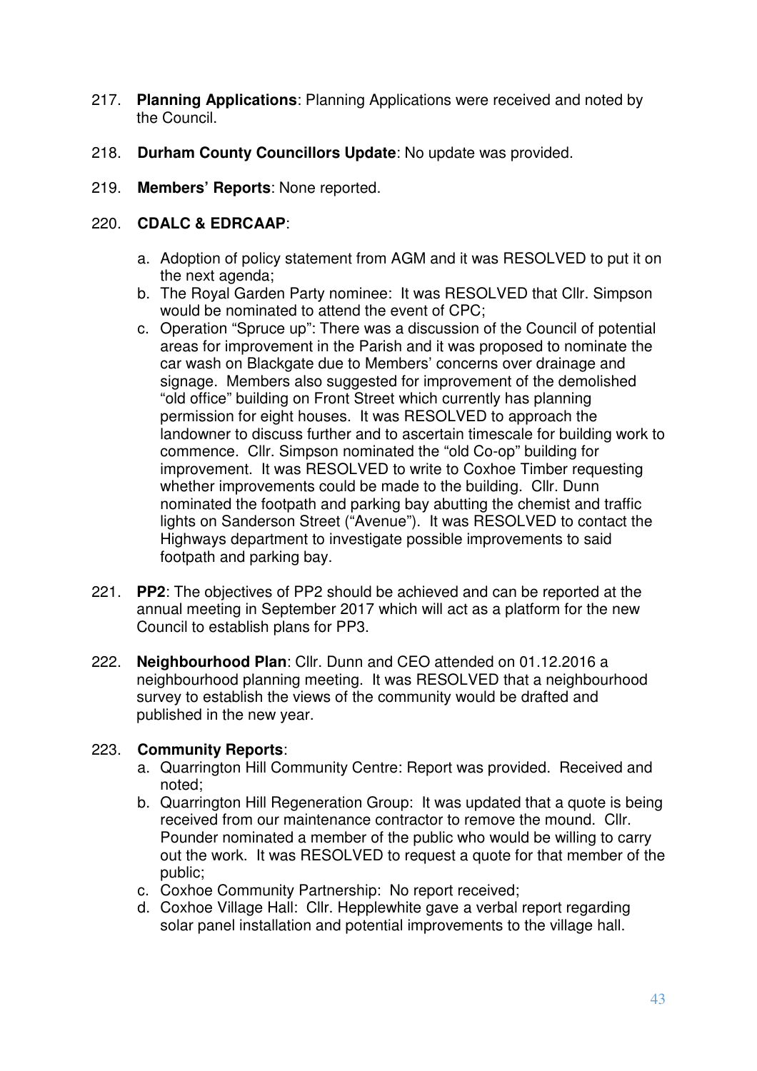217. **Planning Applications**: Planning Applications were received and noted by the Council.

218. **Durham County Councillors Update**: No update was provided.

219. **Members' Reports**: None reported.

220. **CDALC & EDRCAAP**:

   a. Adoption of policy statement from AGM and it was RESOLVED to put it on the next agenda;
   b. The Royal Garden Party nominee: It was RESOLVED that Cllr. Simpson would be nominated to attend the event of CPC;
   c. Operation "Spruce up": There was a discussion of the Council of potential areas for improvement in the Parish and it was proposed to nominate the car wash on Blackgate due to Members' concerns over drainage and signage. Members also suggested for improvement of the demolished "old office" building on Front Street which currently has planning permission for eight houses. It was RESOLVED to approach the landowner to discuss further and to ascertain timescale for building work to commence. Cllr. Simpson nominated the "old Co-op" building for improvement. It was RESOLVED to write to Coxhoe Timber requesting whether improvements could be made to the building. Cllr. Dunn nominated the footpath and parking bay abutting the chemist and traffic lights on Sanderson Street ("Avenue"). It was RESOLVED to contact the Highways department to investigate possible improvements to said footpath and parking bay.

221. **PP2**: The objectives of PP2 should be achieved and can be reported at the annual meeting in September 2017 which will act as a platform for the new Council to establish plans for PP3.

222. **Neighbourhood Plan**: Cllr. Dunn and CEO attended on 01.12.2016 a neighbourhood planning meeting. It was RESOLVED that a neighbourhood survey to establish the views of the community would be drafted and published in the new year.

223. **Community Reports**:
   a. Quarrington Hill Community Centre: Report was provided. Received and noted;
   b. Quarrington Hill Regeneration Group: It was updated that a quote is being received from our maintenance contractor to remove the mound. Cllr. Pounder nominated a member of the public who would be willing to carry out the work. It was RESOLVED to request a quote for that member of the public;
   c. Coxhoe Community Partnership: No report received;
   d. Coxhoe Village Hall: Cllr. Hepplewhite gave a verbal report regarding solar panel installation and potential improvements to the village hall.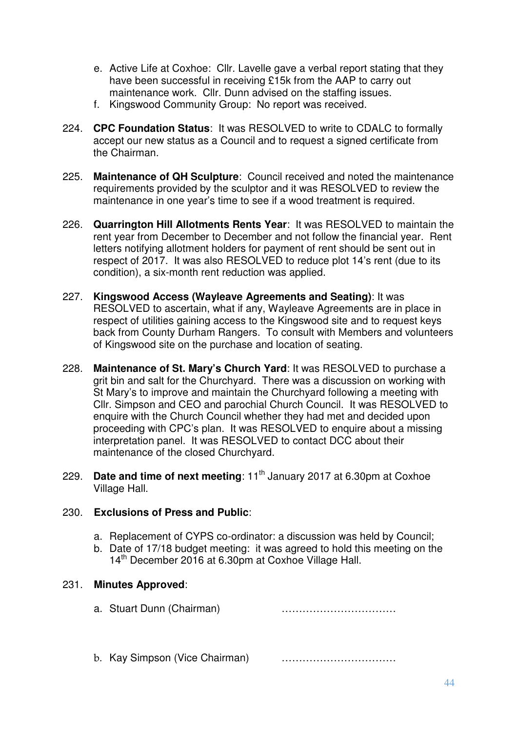e. Active Life at Coxhoe: Cllr. Lavelle gave a verbal report stating that they have been successful in receiving £15k from the AAP to carry out maintenance work. Cllr. Dunn advised on the staffing issues.
f. Kingswood Community Group: No report was received.

224. **CPC Foundation Status**: It was RESOLVED to write to CDALC to formally accept our new status as a Council and to request a signed certificate from the Chairman.

225. **Maintenance of QH Sculpture**: Council received and noted the maintenance requirements provided by the sculptor and it was RESOLVED to review the maintenance in one year's time to see if a wood treatment is required.

226. **Quarrington Hill Allotments Rents Year**: It was RESOLVED to maintain the rent year from December to December and not follow the financial year. Rent letters notifying allotment holders for payment of rent should be sent out in respect of 2017. It was also RESOLVED to reduce plot 14's rent (due to its condition), a six-month rent reduction was applied.

227. **Kingswood Access (Wayleave Agreements and Seating)**: It was RESOLVED to ascertain, what if any, Wayleave Agreements are in place in respect of utilities gaining access to the Kingswood site and to request keys back from County Durham Rangers. To consult with Members and volunteers of Kingswood site on the purchase and location of seating.

228. **Maintenance of St. Mary's Church Yard**: It was RESOLVED to purchase a grit bin and salt for the Churchyard. There was a discussion on working with St Mary's to improve and maintain the Churchyard following a meeting with Cllr. Simpson and CEO and parochial Church Council. It was RESOLVED to enquire with the Church Council whether they had met and decided upon proceeding with CPC's plan. It was RESOLVED to enquire about a missing interpretation panel. It was RESOLVED to contact DCC about their maintenance of the closed Churchyard.

229. **Date and time of next meeting**: 11th January 2017 at 6.30pm at Coxhoe Village Hall.

230. **Exclusions of Press and Public**:

a. Replacement of CYPS co-ordinator: a discussion was held by Council;
b. Date of 17/18 budget meeting: it was agreed to hold this meeting on the 14th December 2016 at 6.30pm at Coxhoe Village Hall.

231. **Minutes Approved**:

a. Stuart Dunn (Chairman) ……………………………

b. Kay Simpson (Vice Chairman) ……………………………